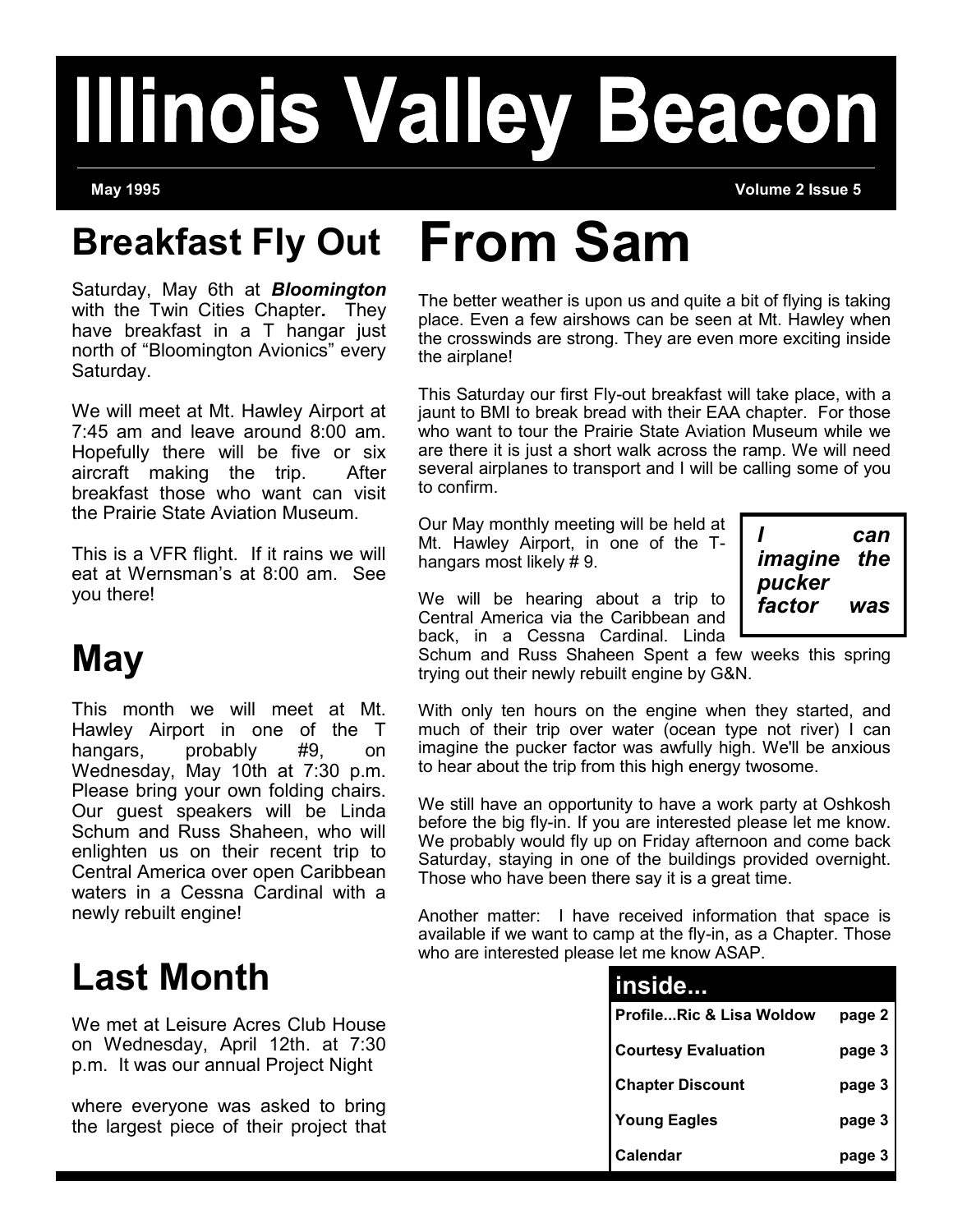# Illinois Valley Beacon

May 1995 Volume 2 Issue 5

## Breakfast Fly Out

Saturday, May 6th at ***Bloomington*** with the Twin Cities Chapter***.*** They have breakfast in a T hangar just north of "Bloomington Avionics" every Saturday.

We will meet at Mt. Hawley Airport at 7:45 am and leave around 8:00 am. Hopefully there will be five or six aircraft making the trip. After breakfast those who want can visit the Prairie State Aviation Museum.

This is a VFR flight. If it rains we will eat at Wernsman's at 8:00 am. See you there!

## May

This month we will meet at Mt. Hawley Airport in one of the T hangars, probably #9, on Wednesday, May 10th at 7:30 p.m. Please bring your own folding chairs. Our guest speakers will be Linda Schum and Russ Shaheen, who will enlighten us on their recent trip to Central America over open Caribbean waters in a Cessna Cardinal with a newly rebuilt engine!

## Last Month

We met at Leisure Acres Club House on Wednesday, April 12th. at 7:30 p.m. It was our annual Project Night

where everyone was asked to bring the largest piece of their project that

# From Sam

The better weather is upon us and quite a bit of flying is taking place. Even a few airshows can be seen at Mt. Hawley when the crosswinds are strong. They are even more exciting inside the airplane!

This Saturday our first Fly-out breakfast will take place, with a jaunt to BMI to break bread with their EAA chapter. For those who want to tour the Prairie State Aviation Museum while we are there it is just a short walk across the ramp. We will need several airplanes to transport and I will be calling some of you to confirm.

Our May monthly meeting will be held at Mt. Hawley Airport, in one of the T-hangars most likely # 9.

***I can imagine the pucker factor was***

We will be hearing about a trip to Central America via the Caribbean and back, in a Cessna Cardinal. Linda Schum and Russ Shaheen Spent a few weeks this spring trying out their newly rebuilt engine by G&N.

With only ten hours on the engine when they started, and much of their trip over water (ocean type not river) I can imagine the pucker factor was awfully high. We'll be anxious to hear about the trip from this high energy twosome.

We still have an opportunity to have a work party at Oshkosh before the big fly-in. If you are interested please let me know. We probably would fly up on Friday afternoon and come back Saturday, staying in one of the buildings provided overnight. Those who have been there say it is a great time.

Another matter: I have received information that space is available if we want to camp at the fly-in, as a Chapter. Those who are interested please let me know ASAP.

| inside... | |
|---|---|
| Profile...Ric & Lisa Woldow | page 2 |
| Courtesy Evaluation | page 3 |
| Chapter Discount | page 3 |
| Young Eagles | page 3 |
| Calendar | page 3 |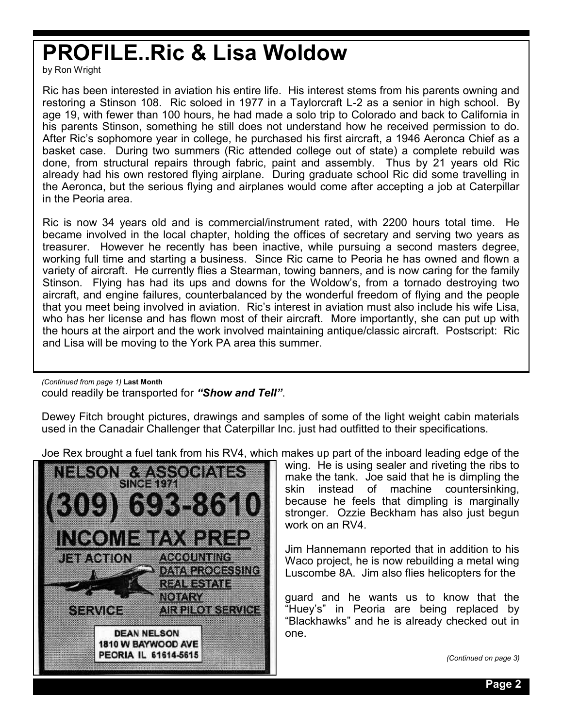# PROFILE..Ric & Lisa Woldow

by Ron Wright

Ric has been interested in aviation his entire life. His interest stems from his parents owning and restoring a Stinson 108. Ric soloed in 1977 in a Taylorcraft L-2 as a senior in high school. By age 19, with fewer than 100 hours, he had made a solo trip to Colorado and back to California in his parents Stinson, something he still does not understand how he received permission to do. After Ric's sophomore year in college, he purchased his first aircraft, a 1946 Aeronca Chief as a basket case. During two summers (Ric attended college out of state) a complete rebuild was done, from structural repairs through fabric, paint and assembly. Thus by 21 years old Ric already had his own restored flying airplane. During graduate school Ric did some travelling in the Aeronca, but the serious flying and airplanes would come after accepting a job at Caterpillar in the Peoria area.

Ric is now 34 years old and is commercial/instrument rated, with 2200 hours total time. He became involved in the local chapter, holding the offices of secretary and serving two years as treasurer. However he recently has been inactive, while pursuing a second masters degree, working full time and starting a business. Since Ric came to Peoria he has owned and flown a variety of aircraft. He currently flies a Stearman, towing banners, and is now caring for the family Stinson. Flying has had its ups and downs for the Woldow's, from a tornado destroying two aircraft, and engine failures, counterbalanced by the wonderful freedom of flying and the people that you meet being involved in aviation. Ric's interest in aviation must also include his wife Lisa, who has her license and has flown most of their aircraft. More importantly, she can put up with the hours at the airport and the work involved maintaining antique/classic aircraft. Postscript: Ric and Lisa will be moving to the York PA area this summer.

*(Continued from page 1)* **Last Month**

could readily be transported for ***"Show and Tell"***.

Dewey Fitch brought pictures, drawings and samples of some of the light weight cabin materials used in the Canadair Challenger that Caterpillar Inc. just had outfitted to their specifications.

Joe Rex brought a fuel tank from his RV4, which makes up part of the inboard leading edge of the wing. He is using sealer and riveting the ribs to make the tank. Joe said that he is dimpling the skin instead of machine countersinking, because he feels that dimpling is marginally stronger. Ozzie Beckham has also just begun work on an RV4.

Jim Hannemann reported that in addition to his Waco project, he is now rebuilding a metal wing Luscombe 8A. Jim also flies helicopters for the guard and he wants us to know that the "Huey's" in Peoria are being replaced by "Blackhawks" and he is already checked out in one.

NELSON & ASSOCIATES
SINCE 1971
(309) 693-8610
INCOME TAX PREP
JET ACTION SERVICE
ACCOUNTING
DATA PROCESSING
REAL ESTATE
NOTARY
AIR PILOT SERVICE
DEAN NELSON
1810 W BAYWOOD AVE
PEORIA IL 61614-5615

*(Continued on page 3)*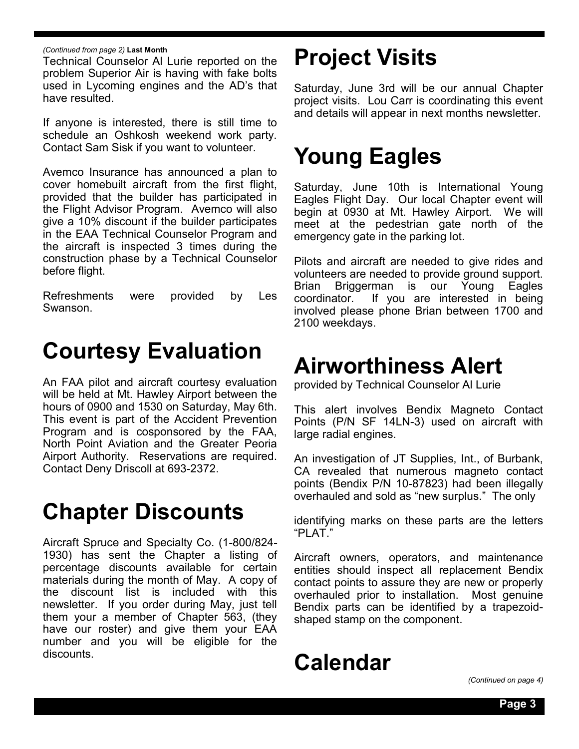*(Continued from page 2)* **Last Month**

Technical Counselor Al Lurie reported on the problem Superior Air is having with fake bolts used in Lycoming engines and the AD's that have resulted.

If anyone is interested, there is still time to schedule an Oshkosh weekend work party. Contact Sam Sisk if you want to volunteer.

Avemco Insurance has announced a plan to cover homebuilt aircraft from the first flight, provided that the builder has participated in the Flight Advisor Program. Avemco will also give a 10% discount if the builder participates in the EAA Technical Counselor Program and the aircraft is inspected 3 times during the construction phase by a Technical Counselor before flight.

Refreshments were provided by Les Swanson.

# Courtesy Evaluation

An FAA pilot and aircraft courtesy evaluation will be held at Mt. Hawley Airport between the hours of 0900 and 1530 on Saturday, May 6th. This event is part of the Accident Prevention Program and is cosponsored by the FAA, North Point Aviation and the Greater Peoria Airport Authority. Reservations are required. Contact Deny Driscoll at 693-2372.

# Chapter Discounts

Aircraft Spruce and Specialty Co. (1-800/824-1930) has sent the Chapter a listing of percentage discounts available for certain materials during the month of May. A copy of the discount list is included with this newsletter. If you order during May, just tell them your a member of Chapter 563, (they have our roster) and give them your EAA number and you will be eligible for the discounts.

# Project Visits

Saturday, June 3rd will be our annual Chapter project visits. Lou Carr is coordinating this event and details will appear in next months newsletter.

# Young Eagles

Saturday, June 10th is International Young Eagles Flight Day. Our local Chapter event will begin at 0930 at Mt. Hawley Airport. We will meet at the pedestrian gate north of the emergency gate in the parking lot.

Pilots and aircraft are needed to give rides and volunteers are needed to provide ground support. Brian Briggerman is our Young Eagles coordinator. If you are interested in being involved please phone Brian between 1700 and 2100 weekdays.

# Airworthiness Alert

provided by Technical Counselor Al Lurie

This alert involves Bendix Magneto Contact Points (P/N SF 14LN-3) used on aircraft with large radial engines.

An investigation of JT Supplies, Int., of Burbank, CA revealed that numerous magneto contact points (Bendix P/N 10-87823) had been illegally overhauled and sold as "new surplus." The only identifying marks on these parts are the letters "PLAT."

Aircraft owners, operators, and maintenance entities should inspect all replacement Bendix contact points to assure they are new or properly overhauled prior to installation. Most genuine Bendix parts can be identified by a trapezoid-shaped stamp on the component.

# Calendar

*(Continued on page 4)*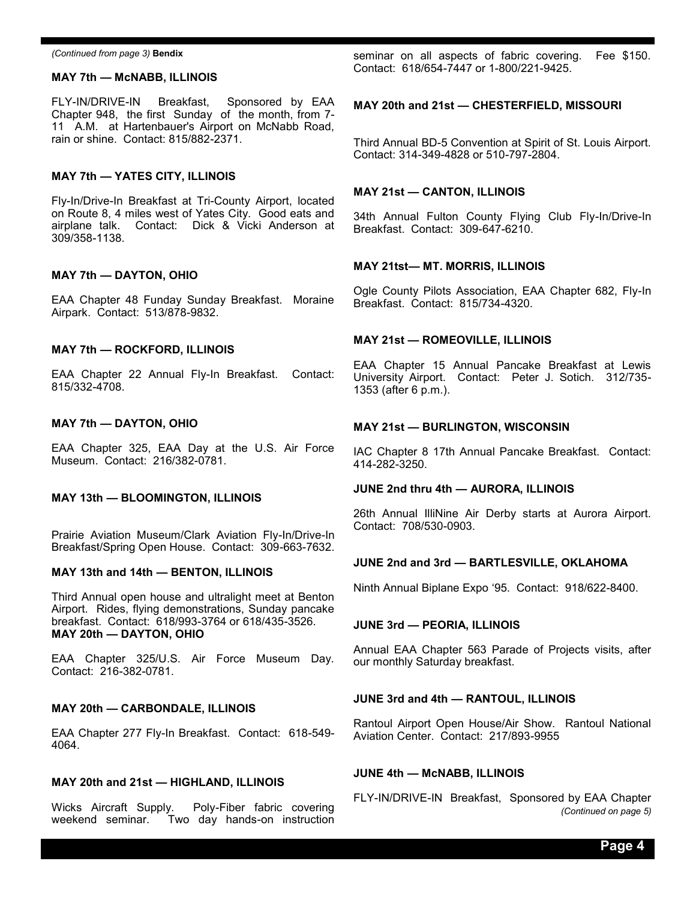*(Continued from page 3)* **Bendix**

**MAY 7th — McNABB, ILLINOIS**

FLY-IN/DRIVE-IN Breakfast, Sponsored by EAA Chapter 948, the first Sunday of the month, from 7-11 A.M. at Hartenbauer's Airport on McNabb Road, rain or shine. Contact: 815/882-2371.

**MAY 7th — YATES CITY, ILLINOIS**

Fly-In/Drive-In Breakfast at Tri-County Airport, located on Route 8, 4 miles west of Yates City. Good eats and airplane talk. Contact: Dick & Vicki Anderson at 309/358-1138.

**MAY 7th — DAYTON, OHIO**

EAA Chapter 48 Funday Sunday Breakfast. Moraine Airpark. Contact: 513/878-9832.

**MAY 7th — ROCKFORD, ILLINOIS**

EAA Chapter 22 Annual Fly-In Breakfast. Contact: 815/332-4708.

**MAY 7th — DAYTON, OHIO**

EAA Chapter 325, EAA Day at the U.S. Air Force Museum. Contact: 216/382-0781.

**MAY 13th — BLOOMINGTON, ILLINOIS**

Prairie Aviation Museum/Clark Aviation Fly-In/Drive-In Breakfast/Spring Open House. Contact: 309-663-7632.

**MAY 13th and 14th — BENTON, ILLINOIS**

Third Annual open house and ultralight meet at Benton Airport. Rides, flying demonstrations, Sunday pancake breakfast. Contact: 618/993-3764 or 618/435-3526.

**MAY 20th — DAYTON, OHIO**

EAA Chapter 325/U.S. Air Force Museum Day. Contact: 216-382-0781.

**MAY 20th — CARBONDALE, ILLINOIS**

EAA Chapter 277 Fly-In Breakfast. Contact: 618-549-4064.

**MAY 20th and 21st — HIGHLAND, ILLINOIS**

Wicks Aircraft Supply. Poly-Fiber fabric covering weekend seminar. Two day hands-on instruction seminar on all aspects of fabric covering. Fee $150. Contact: 618/654-7447 or 1-800/221-9425.

**MAY 20th and 21st — CHESTERFIELD, MISSOURI**

Third Annual BD-5 Convention at Spirit of St. Louis Airport. Contact: 314-349-4828 or 510-797-2804.

**MAY 21st — CANTON, ILLINOIS**

34th Annual Fulton County Flying Club Fly-In/Drive-In Breakfast. Contact: 309-647-6210.

**MAY 21tst— MT. MORRIS, ILLINOIS**

Ogle County Pilots Association, EAA Chapter 682, Fly-In Breakfast. Contact: 815/734-4320.

**MAY 21st — ROMEOVILLE, ILLINOIS**

EAA Chapter 15 Annual Pancake Breakfast at Lewis University Airport. Contact: Peter J. Sotich. 312/735-1353 (after 6 p.m.).

**MAY 21st — BURLINGTON, WISCONSIN**

IAC Chapter 8 17th Annual Pancake Breakfast. Contact: 414-282-3250.

**JUNE 2nd thru 4th — AURORA, ILLINOIS**

26th Annual IlliNine Air Derby starts at Aurora Airport. Contact: 708/530-0903.

**JUNE 2nd and 3rd — BARTLESVILLE, OKLAHOMA**

Ninth Annual Biplane Expo '95. Contact: 918/622-8400.

**JUNE 3rd — PEORIA, ILLINOIS**

Annual EAA Chapter 563 Parade of Projects visits, after our monthly Saturday breakfast.

**JUNE 3rd and 4th — RANTOUL, ILLINOIS**

Rantoul Airport Open House/Air Show. Rantoul National Aviation Center. Contact: 217/893-9955

**JUNE 4th — McNABB, ILLINOIS**

FLY-IN/DRIVE-IN Breakfast, Sponsored by EAA Chapter

*(Continued on page 5)*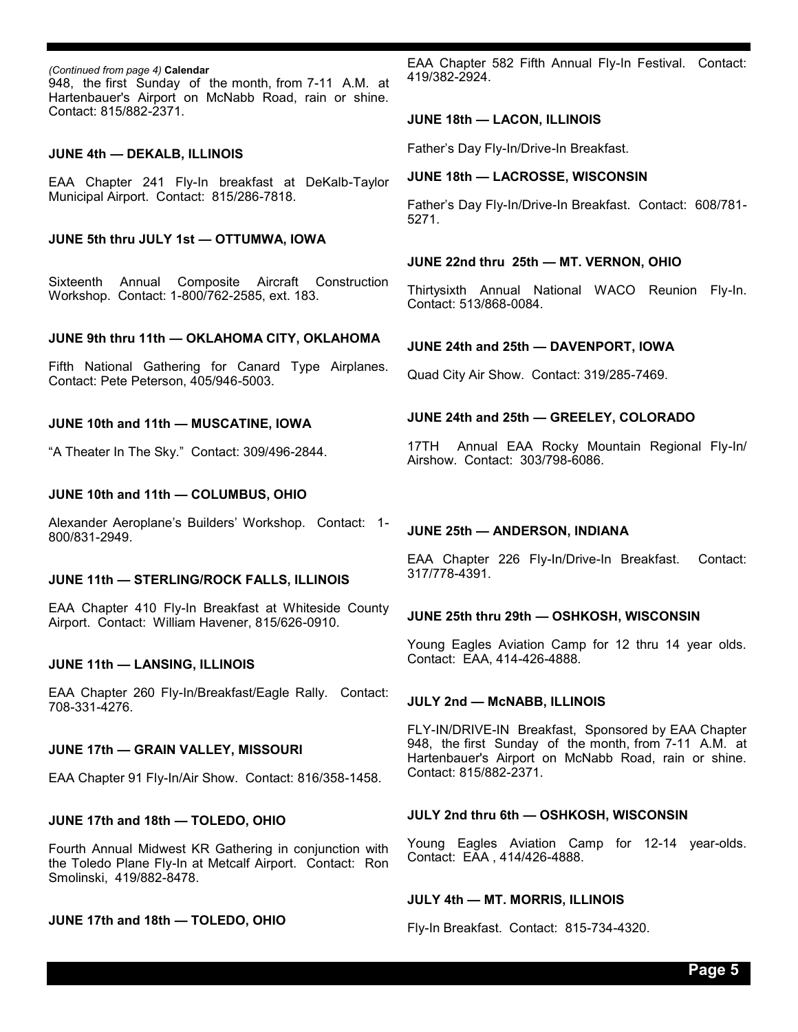*(Continued from page 4)* **Calendar**

948, the first Sunday of the month, from 7-11 A.M. at Hartenbauer's Airport on McNabb Road, rain or shine. Contact: 815/882-2371.

### JUNE 4th — DEKALB, ILLINOIS

EAA Chapter 241 Fly-In breakfast at DeKalb-Taylor Municipal Airport. Contact: 815/286-7818.

### JUNE 5th thru JULY 1st — OTTUMWA, IOWA

Sixteenth Annual Composite Aircraft Construction Workshop. Contact: 1-800/762-2585, ext. 183.

### JUNE 9th thru 11th — OKLAHOMA CITY, OKLAHOMA

Fifth National Gathering for Canard Type Airplanes. Contact: Pete Peterson, 405/946-5003.

### JUNE 10th and 11th — MUSCATINE, IOWA

"A Theater In The Sky." Contact: 309/496-2844.

### JUNE 10th and 11th — COLUMBUS, OHIO

Alexander Aeroplane's Builders' Workshop. Contact: 1-800/831-2949.

### JUNE 11th — STERLING/ROCK FALLS, ILLINOIS

EAA Chapter 410 Fly-In Breakfast at Whiteside County Airport. Contact: William Havener, 815/626-0910.

### JUNE 11th — LANSING, ILLINOIS

EAA Chapter 260 Fly-In/Breakfast/Eagle Rally. Contact: 708-331-4276.

### JUNE 17th — GRAIN VALLEY, MISSOURI

EAA Chapter 91 Fly-In/Air Show. Contact: 816/358-1458.

### JUNE 17th and 18th — TOLEDO, OHIO

Fourth Annual Midwest KR Gathering in conjunction with the Toledo Plane Fly-In at Metcalf Airport. Contact: Ron Smolinski, 419/882-8478.

### JUNE 17th and 18th — TOLEDO, OHIO

EAA Chapter 582 Fifth Annual Fly-In Festival. Contact: 419/382-2924.

### JUNE 18th — LACON, ILLINOIS

Father's Day Fly-In/Drive-In Breakfast.

### JUNE 18th — LACROSSE, WISCONSIN

Father's Day Fly-In/Drive-In Breakfast. Contact: 608/781-5271.

### JUNE 22nd thru 25th — MT. VERNON, OHIO

Thirtysixth Annual National WACO Reunion Fly-In. Contact: 513/868-0084.

### JUNE 24th and 25th — DAVENPORT, IOWA

Quad City Air Show. Contact: 319/285-7469.

### JUNE 24th and 25th — GREELEY, COLORADO

17TH Annual EAA Rocky Mountain Regional Fly-In/ Airshow. Contact: 303/798-6086.

### JUNE 25th — ANDERSON, INDIANA

EAA Chapter 226 Fly-In/Drive-In Breakfast. Contact: 317/778-4391.

### JUNE 25th thru 29th — OSHKOSH, WISCONSIN

Young Eagles Aviation Camp for 12 thru 14 year olds. Contact: EAA, 414-426-4888.

### JULY 2nd — McNABB, ILLINOIS

FLY-IN/DRIVE-IN Breakfast, Sponsored by EAA Chapter 948, the first Sunday of the month, from 7-11 A.M. at Hartenbauer's Airport on McNabb Road, rain or shine. Contact: 815/882-2371.

### JULY 2nd thru 6th — OSHKOSH, WISCONSIN

Young Eagles Aviation Camp for 12-14 year-olds. Contact: EAA , 414/426-4888.

### JULY 4th — MT. MORRIS, ILLINOIS

Fly-In Breakfast. Contact: 815-734-4320.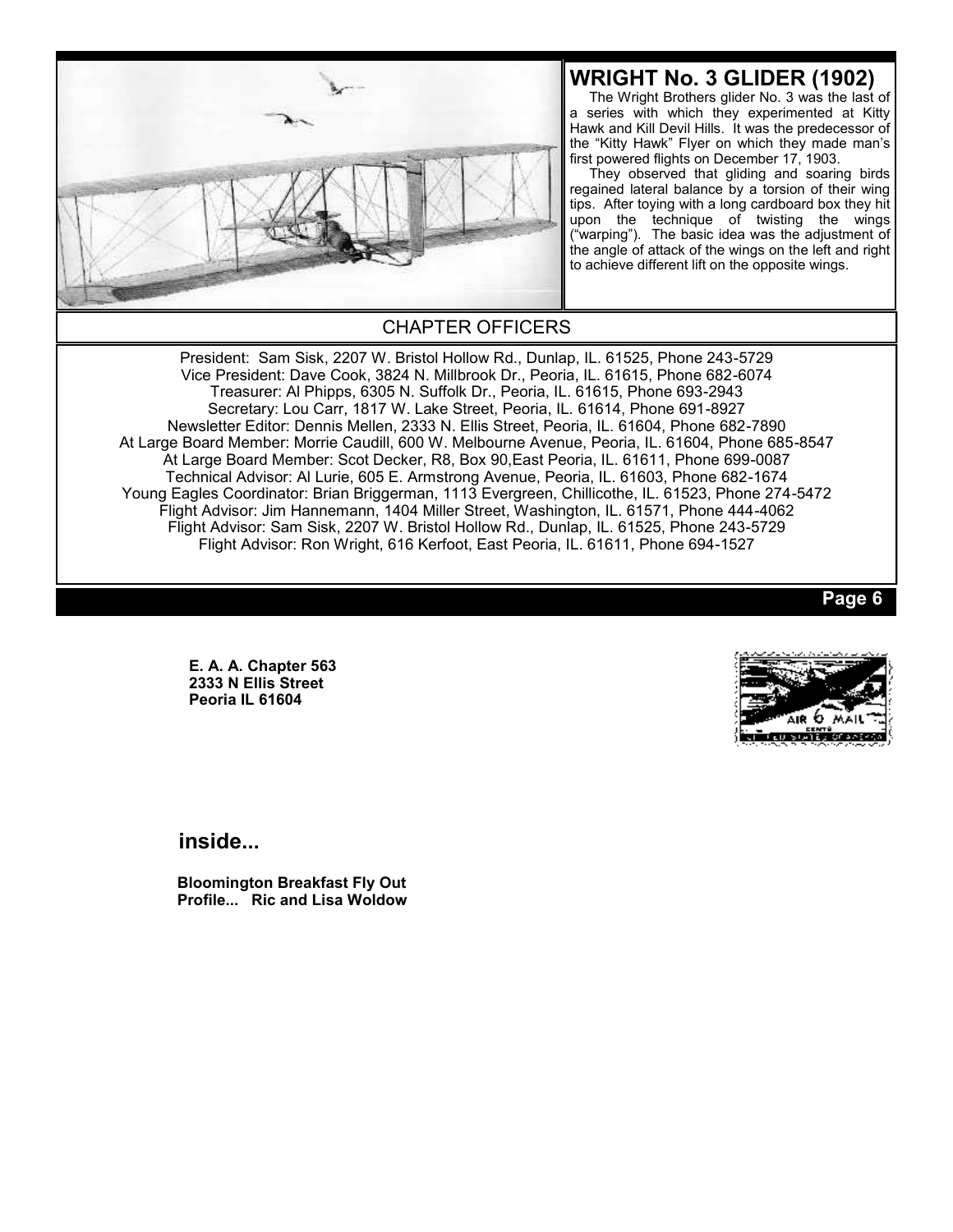## WRIGHT No. 3 GLIDER (1902)

The Wright Brothers glider No. 3 was the last of a series with which they experimented at Kitty Hawk and Kill Devil Hills. It was the predecessor of the "Kitty Hawk" Flyer on which they made man's first powered flights on December 17, 1903.

They observed that gliding and soaring birds regained lateral balance by a torsion of their wing tips. After toying with a long cardboard box they hit upon the technique of twisting the wings ("warping"). The basic idea was the adjustment of the angle of attack of the wings on the left and right to achieve different lift on the opposite wings.

## CHAPTER OFFICERS

President: Sam Sisk, 2207 W. Bristol Hollow Rd., Dunlap, IL. 61525, Phone 243-5729
Vice President: Dave Cook, 3824 N. Millbrook Dr., Peoria, IL. 61615, Phone 682-6074
Treasurer: Al Phipps, 6305 N. Suffolk Dr., Peoria, IL. 61615, Phone 693-2943
Secretary: Lou Carr, 1817 W. Lake Street, Peoria, IL. 61614, Phone 691-8927
Newsletter Editor: Dennis Mellen, 2333 N. Ellis Street, Peoria, IL. 61604, Phone 682-7890
At Large Board Member: Morrie Caudill, 600 W. Melbourne Avenue, Peoria, IL. 61604, Phone 685-8547
At Large Board Member: Scot Decker, R8, Box 90,East Peoria, IL. 61611, Phone 699-0087
Technical Advisor: Al Lurie, 605 E. Armstrong Avenue, Peoria, IL. 61603, Phone 682-1674
Young Eagles Coordinator: Brian Briggerman, 1113 Evergreen, Chillicothe, IL. 61523, Phone 274-5472
Flight Advisor: Jim Hannemann, 1404 Miller Street, Washington, IL. 61571, Phone 444-4062
Flight Advisor: Sam Sisk, 2207 W. Bristol Hollow Rd., Dunlap, IL. 61525, Phone 243-5729
Flight Advisor: Ron Wright, 616 Kerfoot, East Peoria, IL. 61611, Phone 694-1527

**E. A. A. Chapter 563**
**2333 N Ellis Street**
**Peoria IL 61604**

## inside...

**Bloomington Breakfast Fly Out**
**Profile... Ric and Lisa Woldow**